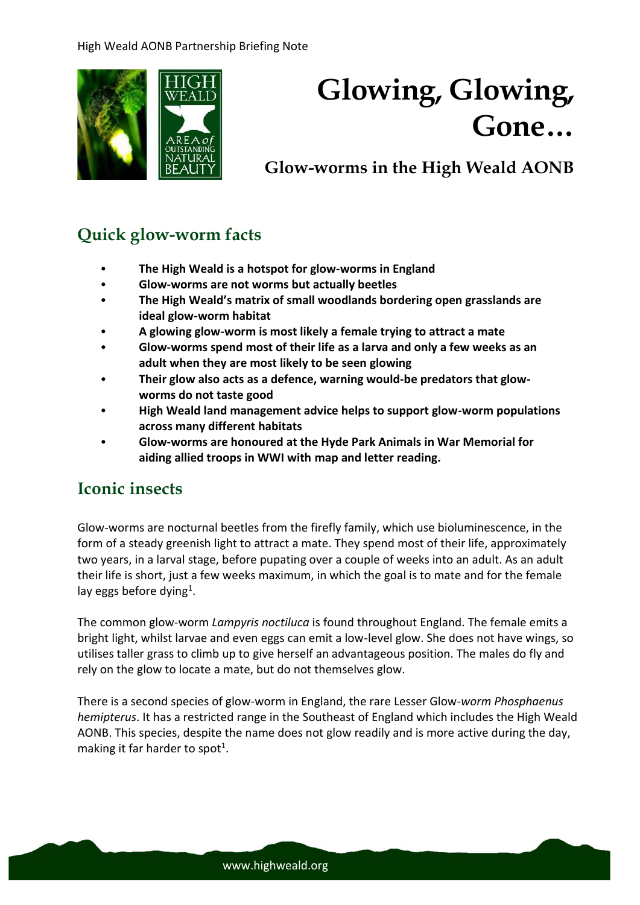High Weald AONB Partnership Briefing Note

# Glowing, Glowing, Gone…

## Glow-worms in the High Weald AONB

## Quick glow-worm facts

- **The High Weald is a hotspot for glow-worms in England**
- **Glow-worms are not worms but actually beetles**
- **The High Weald's matrix of small woodlands bordering open grasslands are ideal glow-worm habitat**
- **A glowing glow-worm is most likely a female trying to attract a mate**
- **Glow-worms spend most of their life as a larva and only a few weeks as an adult when they are most likely to be seen glowing**
- **Their glow also acts as a defence, warning would-be predators that glow-worms do not taste good**
- **High Weald land management advice helps to support glow-worm populations across many different habitats**
- **Glow-worms are honoured at the Hyde Park Animals in War Memorial for aiding allied troops in WWI with map and letter reading.**

## Iconic insects

Glow-worms are nocturnal beetles from the firefly family, which use bioluminescence, in the form of a steady greenish light to attract a mate. They spend most of their life, approximately two years, in a larval stage, before pupating over a couple of weeks into an adult. As an adult their life is short, just a few weeks maximum, in which the goal is to mate and for the female lay eggs before dying[1].

The common glow-worm *Lampyris noctiluca* is found throughout England. The female emits a bright light, whilst larvae and even eggs can emit a low-level glow. She does not have wings, so utilises taller grass to climb up to give herself an advantageous position. The males do fly and rely on the glow to locate a mate, but do not themselves glow.

There is a second species of glow-worm in England, the rare Lesser Glow-*worm Phosphaenus hemipterus*. It has a restricted range in the Southeast of England which includes the High Weald AONB. This species, despite the name does not glow readily and is more active during the day, making it far harder to spot[1].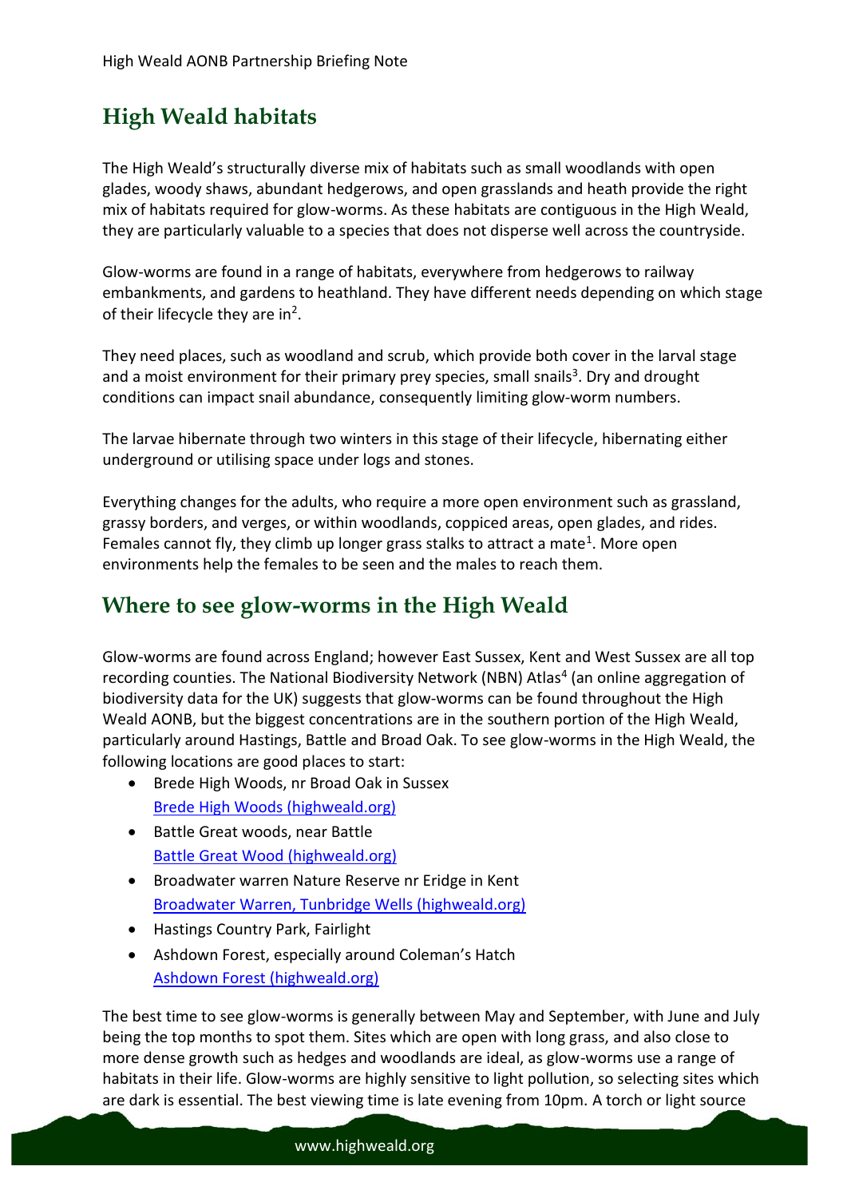## High Weald habitats

The High Weald's structurally diverse mix of habitats such as small woodlands with open glades, woody shaws, abundant hedgerows, and open grasslands and heath provide the right mix of habitats required for glow-worms. As these habitats are contiguous in the High Weald, they are particularly valuable to a species that does not disperse well across the countryside.

Glow-worms are found in a range of habitats, everywhere from hedgerows to railway embankments, and gardens to heathland. They have different needs depending on which stage of their lifecycle they are in[2].

They need places, such as woodland and scrub, which provide both cover in the larval stage and a moist environment for their primary prey species, small snails[3]. Dry and drought conditions can impact snail abundance, consequently limiting glow-worm numbers.

The larvae hibernate through two winters in this stage of their lifecycle, hibernating either underground or utilising space under logs and stones.

Everything changes for the adults, who require a more open environment such as grassland, grassy borders, and verges, or within woodlands, coppiced areas, open glades, and rides. Females cannot fly, they climb up longer grass stalks to attract a mate[1]. More open environments help the females to be seen and the males to reach them.

## Where to see glow-worms in the High Weald

Glow-worms are found across England; however East Sussex, Kent and West Sussex are all top recording counties. The National Biodiversity Network (NBN) Atlas[4] (an online aggregation of biodiversity data for the UK) suggests that glow-worms can be found throughout the High Weald AONB, but the biggest concentrations are in the southern portion of the High Weald, particularly around Hastings, Battle and Broad Oak. To see glow-worms in the High Weald, the following locations are good places to start:

- Brede High Woods, nr Broad Oak in Sussex
  Brede High Woods (highweald.org)
- Battle Great woods, near Battle
  Battle Great Wood (highweald.org)
- Broadwater warren Nature Reserve nr Eridge in Kent
  Broadwater Warren, Tunbridge Wells (highweald.org)
- Hastings Country Park, Fairlight
- Ashdown Forest, especially around Coleman's Hatch
  Ashdown Forest (highweald.org)

The best time to see glow-worms is generally between May and September, with June and July being the top months to spot them. Sites which are open with long grass, and also close to more dense growth such as hedges and woodlands are ideal, as glow-worms use a range of habitats in their life. Glow-worms are highly sensitive to light pollution, so selecting sites which are dark is essential. The best viewing time is late evening from 10pm. A torch or light source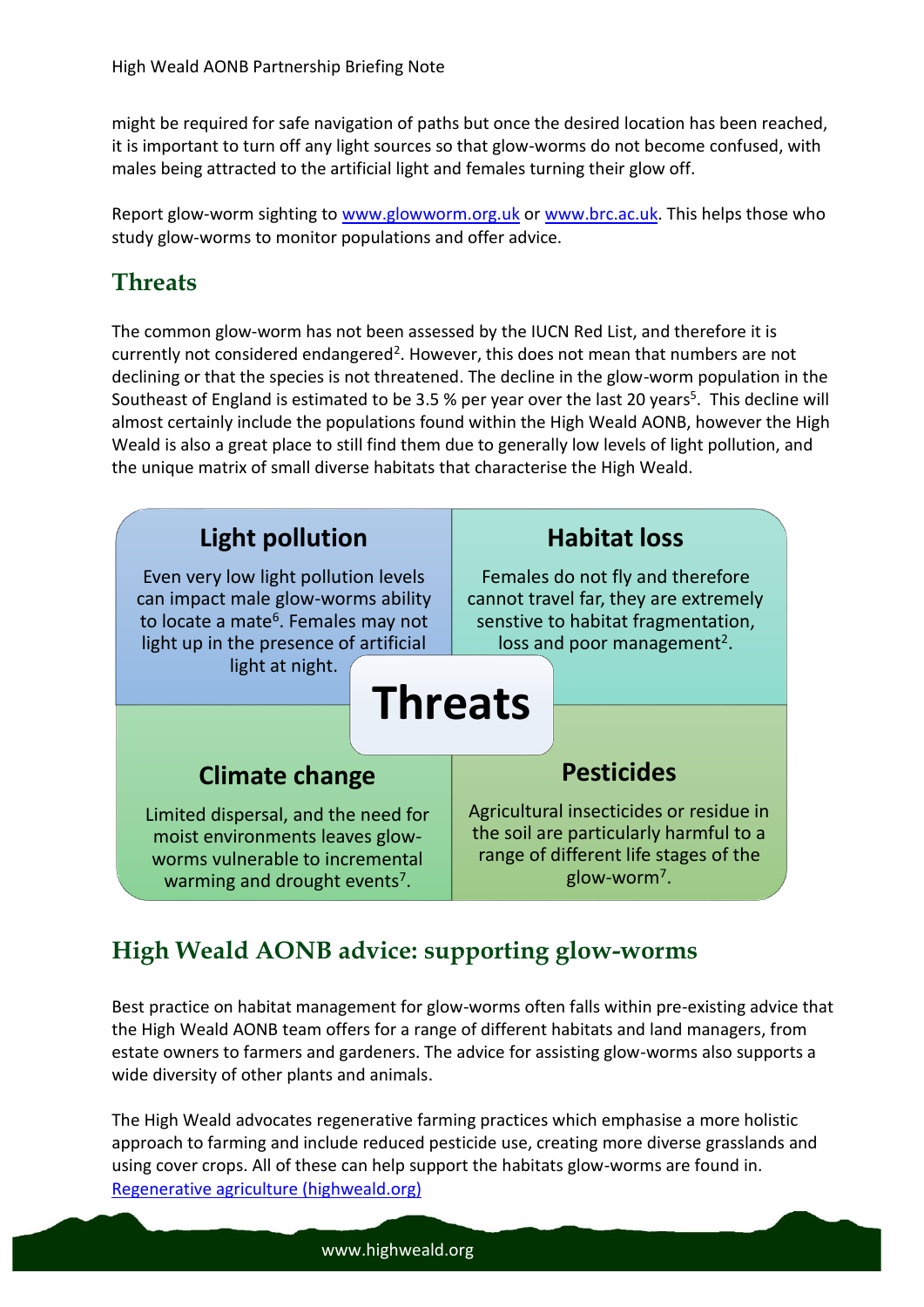might be required for safe navigation of paths but once the desired location has been reached, it is important to turn off any light sources so that glow-worms do not become confused, with males being attracted to the artificial light and females turning their glow off.

Report glow-worm sighting to [www.glowworm.org.uk](www.glowworm.org.uk) or [www.brc.ac.uk](www.brc.ac.uk). This helps those who study glow-worms to monitor populations and offer advice.

## Threats

The common glow-worm has not been assessed by the IUCN Red List, and therefore it is currently not considered endangered[2]. However, this does not mean that numbers are not declining or that the species is not threatened. The decline in the glow-worm population in the Southeast of England is estimated to be 3.5 % per year over the last 20 years[5]. This decline will almost certainly include the populations found within the High Weald AONB, however the High Weald is also a great place to still find them due to generally low levels of light pollution, and the unique matrix of small diverse habitats that characterise the High Weald.

**Threats**

**Light pollution**

Even very low light pollution levels can impact male glow-worms ability to locate a mate[6]. Females may not light up in the presence of artificial light at night.

**Habitat loss**

Females do not fly and therefore cannot travel far, they are extremely senstive to habitat fragmentation, loss and poor management[2].

**Climate change**

Limited dispersal, and the need for moist environments leaves glow-worms vulnerable to incremental warming and drought events[7].

**Pesticides**

Agricultural insecticides or residue in the soil are particularly harmful to a range of different life stages of the glow-worm[7].

## High Weald AONB advice: supporting glow-worms

Best practice on habitat management for glow-worms often falls within pre-existing advice that the High Weald AONB team offers for a range of different habitats and land managers, from estate owners to farmers and gardeners. The advice for assisting glow-worms also supports a wide diversity of other plants and animals.

The High Weald advocates regenerative farming practices which emphasise a more holistic approach to farming and include reduced pesticide use, creating more diverse grasslands and using cover crops. All of these can help support the habitats glow-worms are found in. [Regenerative agriculture (highweald.org)](Regenerative agriculture (highweald.org))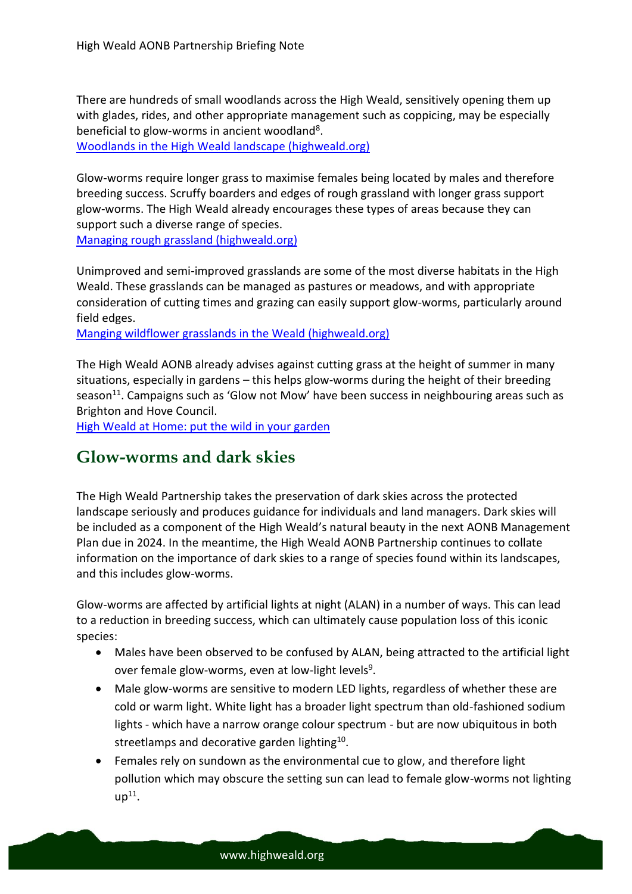There are hundreds of small woodlands across the High Weald, sensitively opening them up with glades, rides, and other appropriate management such as coppicing, may be especially beneficial to glow-worms in ancient woodland[8].
[Woodlands in the High Weald landscape (highweald.org)]

Glow-worms require longer grass to maximise females being located by males and therefore breeding success. Scruffy boarders and edges of rough grassland with longer grass support glow-worms. The High Weald already encourages these types of areas because they can support such a diverse range of species.
[Managing rough grassland (highweald.org)]

Unimproved and semi-improved grasslands are some of the most diverse habitats in the High Weald. These grasslands can be managed as pastures or meadows, and with appropriate consideration of cutting times and grazing can easily support glow-worms, particularly around field edges.
[Manging wildflower grasslands in the Weald (highweald.org)]

The High Weald AONB already advises against cutting grass at the height of summer in many situations, especially in gardens – this helps glow-worms during the height of their breeding season[11]. Campaigns such as 'Glow not Mow' have been success in neighbouring areas such as Brighton and Hove Council.
[High Weald at Home: put the wild in your garden]

## Glow-worms and dark skies

The High Weald Partnership takes the preservation of dark skies across the protected landscape seriously and produces guidance for individuals and land managers. Dark skies will be included as a component of the High Weald's natural beauty in the next AONB Management Plan due in 2024. In the meantime, the High Weald AONB Partnership continues to collate information on the importance of dark skies to a range of species found within its landscapes, and this includes glow-worms.

Glow-worms are affected by artificial lights at night (ALAN) in a number of ways. This can lead to a reduction in breeding success, which can ultimately cause population loss of this iconic species:

- Males have been observed to be confused by ALAN, being attracted to the artificial light over female glow-worms, even at low-light levels[9].
- Male glow-worms are sensitive to modern LED lights, regardless of whether these are cold or warm light. White light has a broader light spectrum than old-fashioned sodium lights - which have a narrow orange colour spectrum - but are now ubiquitous in both streetlamps and decorative garden lighting[10].
- Females rely on sundown as the environmental cue to glow, and therefore light pollution which may obscure the setting sun can lead to female glow-worms not lighting up[11].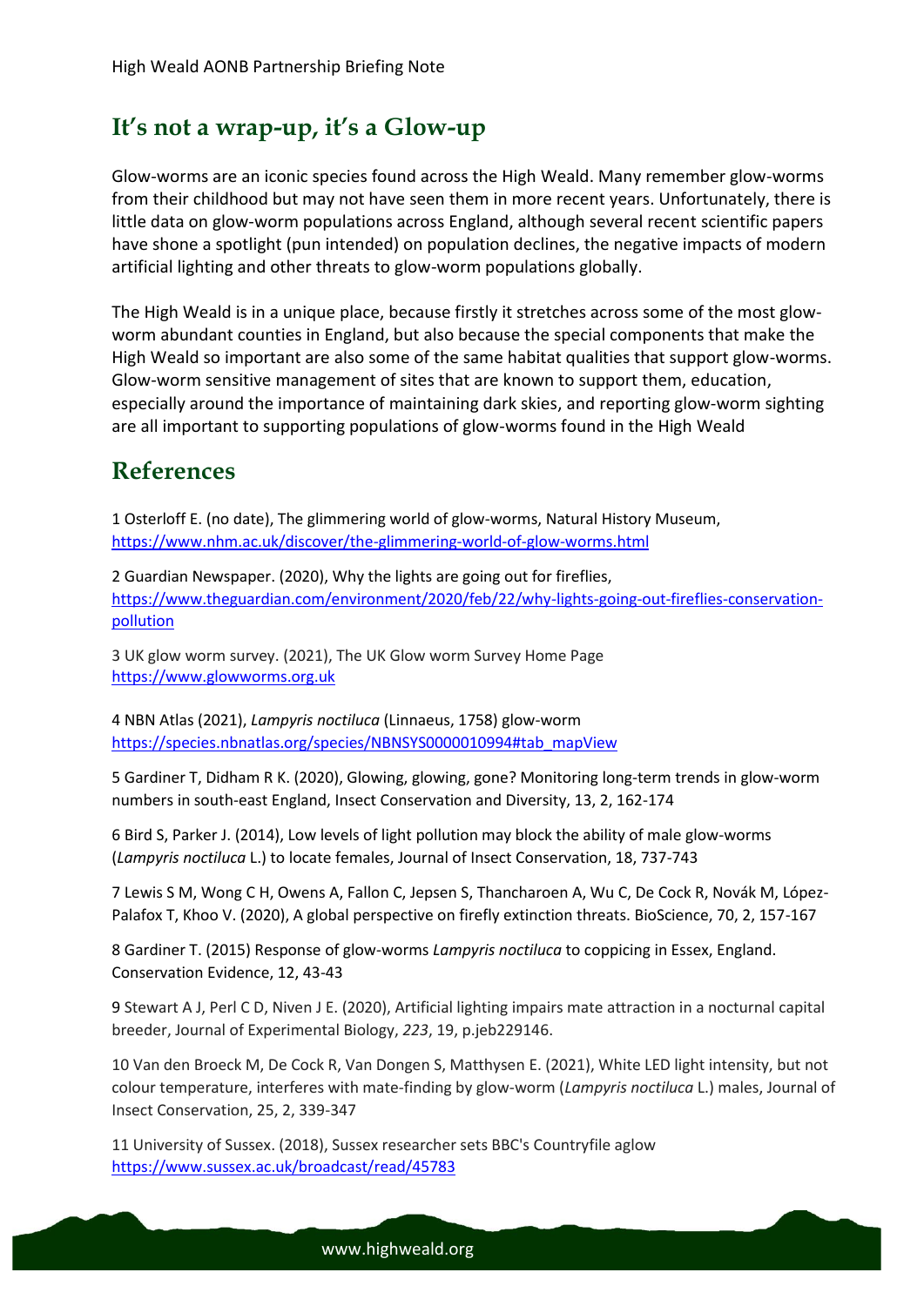## It's not a wrap-up, it's a Glow-up

Glow-worms are an iconic species found across the High Weald. Many remember glow-worms from their childhood but may not have seen them in more recent years. Unfortunately, there is little data on glow-worm populations across England, although several recent scientific papers have shone a spotlight (pun intended) on population declines, the negative impacts of modern artificial lighting and other threats to glow-worm populations globally.

The High Weald is in a unique place, because firstly it stretches across some of the most glow-worm abundant counties in England, but also because the special components that make the High Weald so important are also some of the same habitat qualities that support glow-worms. Glow-worm sensitive management of sites that are known to support them, education, especially around the importance of maintaining dark skies, and reporting glow-worm sighting are all important to supporting populations of glow-worms found in the High Weald

## References

1 Osterloff E. (no date), The glimmering world of glow-worms, Natural History Museum, https://www.nhm.ac.uk/discover/the-glimmering-world-of-glow-worms.html

2 Guardian Newspaper. (2020), Why the lights are going out for fireflies, https://www.theguardian.com/environment/2020/feb/22/why-lights-going-out-fireflies-conservation-pollution

3 UK glow worm survey. (2021), The UK Glow worm Survey Home Page https://www.glowworms.org.uk

4 NBN Atlas (2021), *Lampyris noctiluca* (Linnaeus, 1758) glow-worm https://species.nbnatlas.org/species/NBNSYS0000010994#tab_mapView

5 Gardiner T, Didham R K. (2020), Glowing, glowing, gone? Monitoring long-term trends in glow-worm numbers in south-east England, Insect Conservation and Diversity, 13, 2, 162-174

6 Bird S, Parker J. (2014), Low levels of light pollution may block the ability of male glow-worms (*Lampyris noctiluca* L.) to locate females, Journal of Insect Conservation, 18, 737-743

7 Lewis S M, Wong C H, Owens A, Fallon C, Jepsen S, Thancharoen A, Wu C, De Cock R, Novák M, López-Palafox T, Khoo V. (2020), A global perspective on firefly extinction threats. BioScience, 70, 2, 157-167

8 Gardiner T. (2015) Response of glow-worms *Lampyris noctiluca* to coppicing in Essex, England. Conservation Evidence, 12, 43-43

9 Stewart A J, Perl C D, Niven J E. (2020), Artificial lighting impairs mate attraction in a nocturnal capital breeder, Journal of Experimental Biology, *223*, 19, p.jeb229146.

10 Van den Broeck M, De Cock R, Van Dongen S, Matthysen E. (2021), White LED light intensity, but not colour temperature, interferes with mate-finding by glow-worm (*Lampyris noctiluca* L.) males, Journal of Insect Conservation, 25, 2, 339-347

11 University of Sussex. (2018), Sussex researcher sets BBC's Countryfile aglow https://www.sussex.ac.uk/broadcast/read/45783